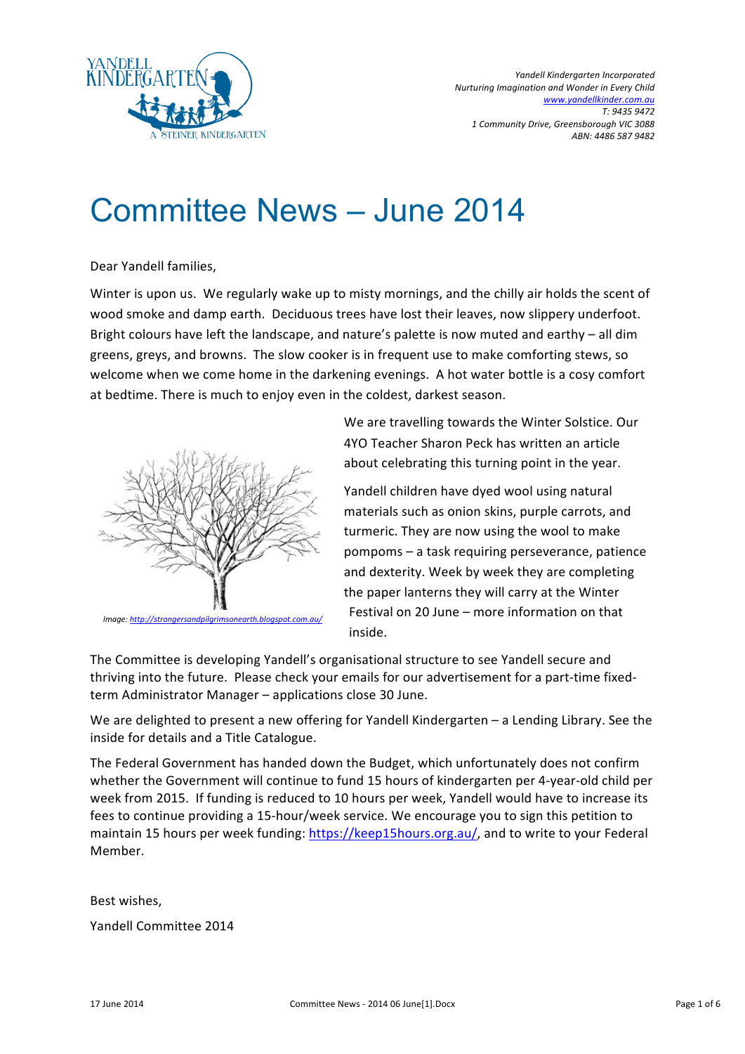*Yandell Kindergarten Incorporated*
*Nurturing Imagination and Wonder in Every Child*
*www.yandellkinder.com.au*
*T: 9435 9472*
*1 Community Drive, Greensborough VIC 3088*
*ABN: 4486 587 9482*

# Committee News – June 2014

Dear Yandell families,

Winter is upon us. We regularly wake up to misty mornings, and the chilly air holds the scent of wood smoke and damp earth. Deciduous trees have lost their leaves, now slippery underfoot. Bright colours have left the landscape, and nature's palette is now muted and earthy – all dim greens, greys, and browns. The slow cooker is in frequent use to make comforting stews, so welcome when we come home in the darkening evenings. A hot water bottle is a cosy comfort at bedtime. There is much to enjoy even in the coldest, darkest season.

*Image: http://strangersandpilgrimsonearth.blogspot.com.au/*

We are travelling towards the Winter Solstice. Our 4YO Teacher Sharon Peck has written an article about celebrating this turning point in the year.

Yandell children have dyed wool using natural materials such as onion skins, purple carrots, and turmeric. They are now using the wool to make pompoms – a task requiring perseverance, patience and dexterity. Week by week they are completing the paper lanterns they will carry at the Winter Festival on 20 June – more information on that inside.

The Committee is developing Yandell's organisational structure to see Yandell secure and thriving into the future. Please check your emails for our advertisement for a part-time fixed-term Administrator Manager – applications close 30 June.

We are delighted to present a new offering for Yandell Kindergarten – a Lending Library. See the inside for details and a Title Catalogue.

The Federal Government has handed down the Budget, which unfortunately does not confirm whether the Government will continue to fund 15 hours of kindergarten per 4-year-old child per week from 2015. If funding is reduced to 10 hours per week, Yandell would have to increase its fees to continue providing a 15-hour/week service. We encourage you to sign this petition to maintain 15 hours per week funding: https://keep15hours.org.au/, and to write to your Federal Member.

Best wishes,

Yandell Committee 2014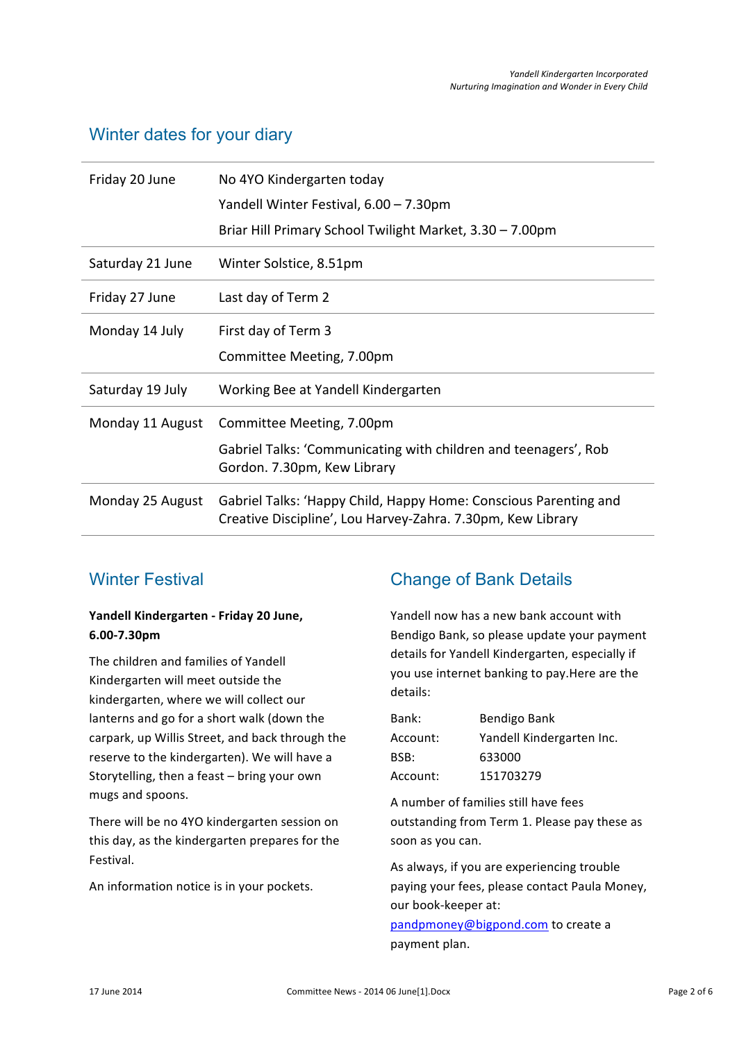## Winter dates for your diary

| | |
|---|---|
| Friday 20 June | No 4YO Kindergarten today<br>Yandell Winter Festival, 6.00 – 7.30pm<br>Briar Hill Primary School Twilight Market, 3.30 – 7.00pm |
| Saturday 21 June | Winter Solstice, 8.51pm |
| Friday 27 June | Last day of Term 2 |
| Monday 14 July | First day of Term 3<br>Committee Meeting, 7.00pm |
| Saturday 19 July | Working Bee at Yandell Kindergarten |
| Monday 11 August | Committee Meeting, 7.00pm<br>Gabriel Talks: 'Communicating with children and teenagers', Rob Gordon. 7.30pm, Kew Library |
| Monday 25 August | Gabriel Talks: 'Happy Child, Happy Home: Conscious Parenting and Creative Discipline', Lou Harvey-Zahra. 7.30pm, Kew Library |

## Winter Festival

**Yandell Kindergarten - Friday 20 June, 6.00-7.30pm**

The children and families of Yandell Kindergarten will meet outside the kindergarten, where we will collect our lanterns and go for a short walk (down the carpark, up Willis Street, and back through the reserve to the kindergarten). We will have a Storytelling, then a feast – bring your own mugs and spoons.

There will be no 4YO kindergarten session on this day, as the kindergarten prepares for the Festival.

An information notice is in your pockets.

## Change of Bank Details

Yandell now has a new bank account with Bendigo Bank, so please update your payment details for Yandell Kindergarten, especially if you use internet banking to pay.Here are the details:

| | |
|---|---|
| Bank: | Bendigo Bank |
| Account: | Yandell Kindergarten Inc. |
| BSB: | 633000 |
| Account: | 151703279 |

A number of families still have fees outstanding from Term 1. Please pay these as soon as you can.

As always, if you are experiencing trouble paying your fees, please contact Paula Money, our book-keeper at: pandpmoney@bigpond.com to create a payment plan.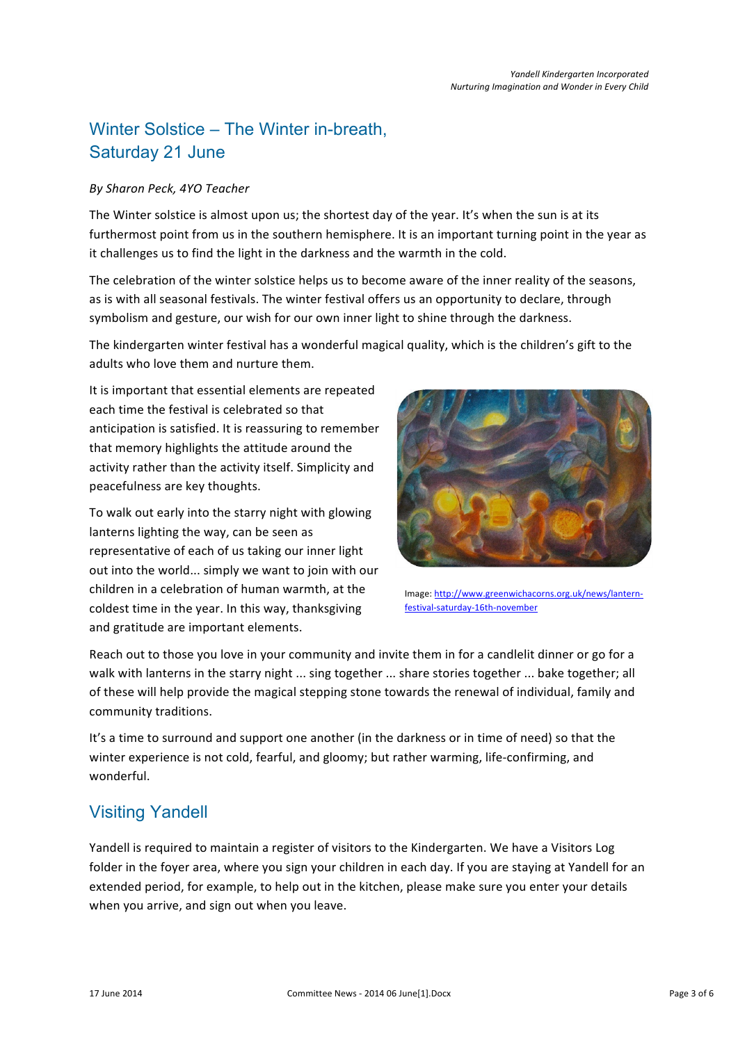## Winter Solstice – The Winter in-breath, Saturday 21 June

*By Sharon Peck, 4YO Teacher*

The Winter solstice is almost upon us; the shortest day of the year. It's when the sun is at its furthermost point from us in the southern hemisphere. It is an important turning point in the year as it challenges us to find the light in the darkness and the warmth in the cold.

The celebration of the winter solstice helps us to become aware of the inner reality of the seasons, as is with all seasonal festivals. The winter festival offers us an opportunity to declare, through symbolism and gesture, our wish for our own inner light to shine through the darkness.

The kindergarten winter festival has a wonderful magical quality, which is the children's gift to the adults who love them and nurture them.

It is important that essential elements are repeated each time the festival is celebrated so that anticipation is satisfied. It is reassuring to remember that memory highlights the attitude around the activity rather than the activity itself. Simplicity and peacefulness are key thoughts.

To walk out early into the starry night with glowing lanterns lighting the way, can be seen as representative of each of us taking our inner light out into the world... simply we want to join with our children in a celebration of human warmth, at the coldest time in the year. In this way, thanksgiving and gratitude are important elements.

Image: http://www.greenwichacorns.org.uk/news/lantern-festival-saturday-16th-november

Reach out to those you love in your community and invite them in for a candlelit dinner or go for a walk with lanterns in the starry night ... sing together ... share stories together ... bake together; all of these will help provide the magical stepping stone towards the renewal of individual, family and community traditions.

It's a time to surround and support one another (in the darkness or in time of need) so that the winter experience is not cold, fearful, and gloomy; but rather warming, life-confirming, and wonderful.

## Visiting Yandell

Yandell is required to maintain a register of visitors to the Kindergarten. We have a Visitors Log folder in the foyer area, where you sign your children in each day. If you are staying at Yandell for an extended period, for example, to help out in the kitchen, please make sure you enter your details when you arrive, and sign out when you leave.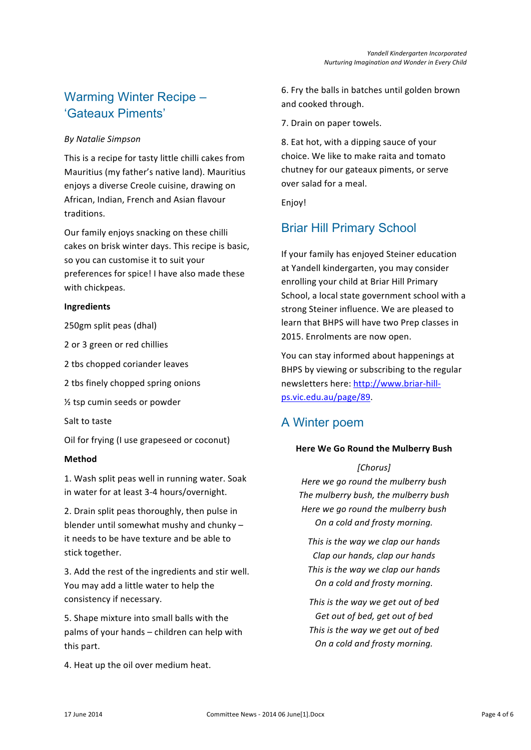## Warming Winter Recipe – 'Gateaux Piments'

*By Natalie Simpson*

This is a recipe for tasty little chilli cakes from Mauritius (my father's native land). Mauritius enjoys a diverse Creole cuisine, drawing on African, Indian, French and Asian flavour traditions.

Our family enjoys snacking on these chilli cakes on brisk winter days. This recipe is basic, so you can customise it to suit your preferences for spice! I have also made these with chickpeas.

**Ingredients**

250gm split peas (dhal)

2 or 3 green or red chillies

2 tbs chopped coriander leaves

2 tbs finely chopped spring onions

½ tsp cumin seeds or powder

Salt to taste

Oil for frying (I use grapeseed or coconut)

**Method**

1. Wash split peas well in running water. Soak in water for at least 3-4 hours/overnight.

2. Drain split peas thoroughly, then pulse in blender until somewhat mushy and chunky – it needs to be have texture and be able to stick together.

3. Add the rest of the ingredients and stir well. You may add a little water to help the consistency if necessary.

5. Shape mixture into small balls with the palms of your hands – children can help with this part.

4. Heat up the oil over medium heat.

6. Fry the balls in batches until golden brown and cooked through.

7. Drain on paper towels.

8. Eat hot, with a dipping sauce of your choice. We like to make raita and tomato chutney for our gateaux piments, or serve over salad for a meal.

Enjoy!

## Briar Hill Primary School

If your family has enjoyed Steiner education at Yandell kindergarten, you may consider enrolling your child at Briar Hill Primary School, a local state government school with a strong Steiner influence. We are pleased to learn that BHPS will have two Prep classes in 2015. Enrolments are now open.

You can stay informed about happenings at BHPS by viewing or subscribing to the regular newsletters here: [http://www.briar-hill-ps.vic.edu.au/page/89](http://www.briar-hill-ps.vic.edu.au/page/89).

## A Winter poem

**Here We Go Round the Mulberry Bush**

*[Chorus]*
*Here we go round the mulberry bush*
*The mulberry bush, the mulberry bush*
*Here we go round the mulberry bush*
*On a cold and frosty morning.*

*This is the way we clap our hands*
*Clap our hands, clap our hands*
*This is the way we clap our hands*
*On a cold and frosty morning.*

*This is the way we get out of bed*
*Get out of bed, get out of bed*
*This is the way we get out of bed*
*On a cold and frosty morning.*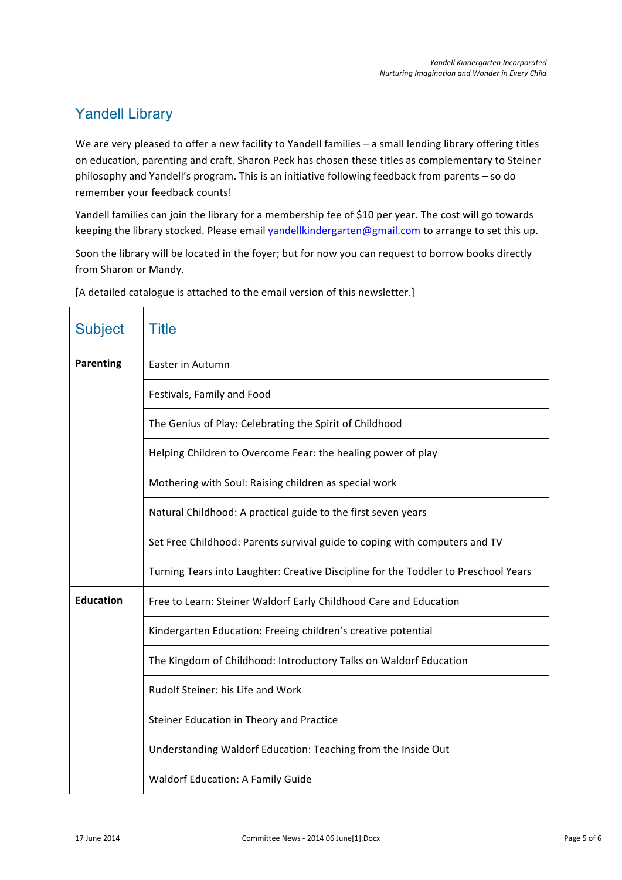## Yandell Library

We are very pleased to offer a new facility to Yandell families – a small lending library offering titles on education, parenting and craft. Sharon Peck has chosen these titles as complementary to Steiner philosophy and Yandell's program. This is an initiative following feedback from parents – so do remember your feedback counts!

Yandell families can join the library for a membership fee of $10 per year. The cost will go towards keeping the library stocked. Please email yandellkindergarten@gmail.com to arrange to set this up.

Soon the library will be located in the foyer; but for now you can request to borrow books directly from Sharon or Mandy.

[A detailed catalogue is attached to the email version of this newsletter.]

| Subject | Title |
| --- | --- |
| **Parenting** | Easter in Autumn |
| | Festivals, Family and Food |
| | The Genius of Play: Celebrating the Spirit of Childhood |
| | Helping Children to Overcome Fear: the healing power of play |
| | Mothering with Soul: Raising children as special work |
| | Natural Childhood: A practical guide to the first seven years |
| | Set Free Childhood: Parents survival guide to coping with computers and TV |
| | Turning Tears into Laughter: Creative Discipline for the Toddler to Preschool Years |
| **Education** | Free to Learn: Steiner Waldorf Early Childhood Care and Education |
| | Kindergarten Education: Freeing children's creative potential |
| | The Kingdom of Childhood: Introductory Talks on Waldorf Education |
| | Rudolf Steiner: his Life and Work |
| | Steiner Education in Theory and Practice |
| | Understanding Waldorf Education: Teaching from the Inside Out |
| | Waldorf Education: A Family Guide |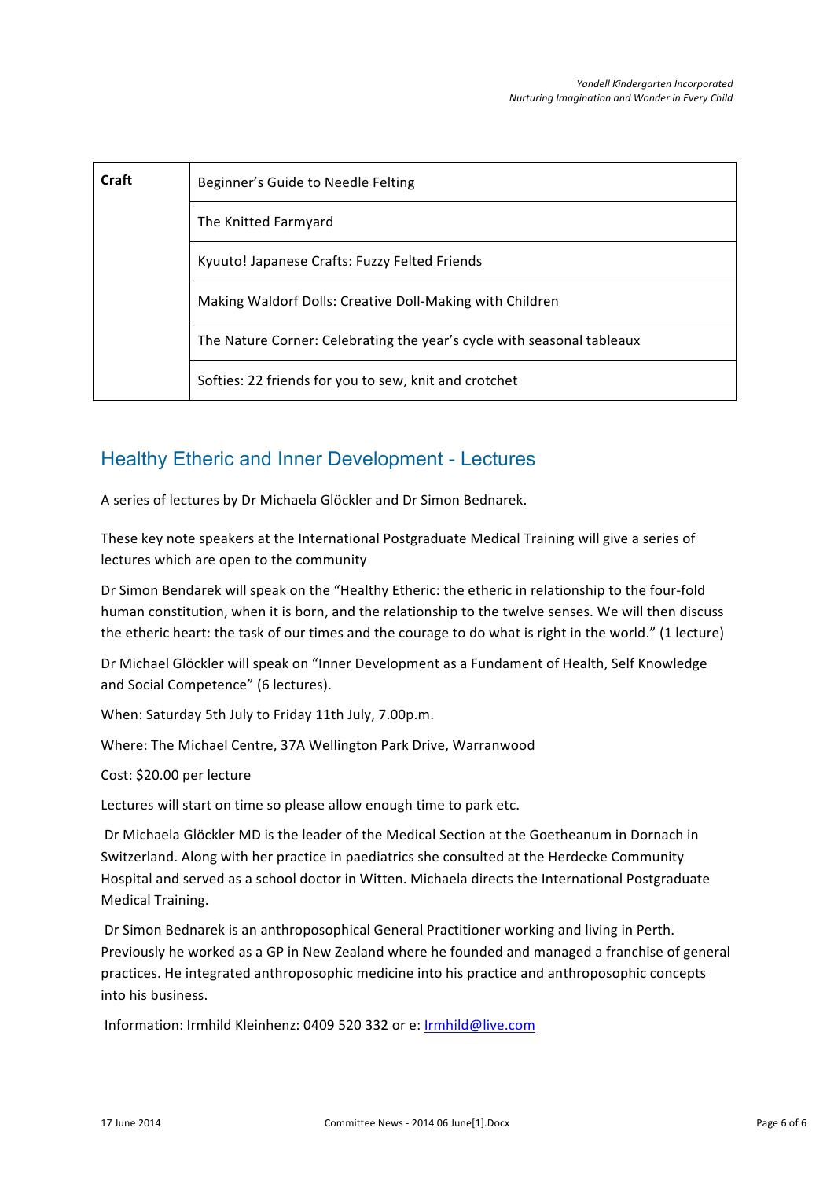| | |
|---|---|
| **Craft** | Beginner's Guide to Needle Felting |
| | The Knitted Farmyard |
| | Kyuuto! Japanese Crafts: Fuzzy Felted Friends |
| | Making Waldorf Dolls: Creative Doll-Making with Children |
| | The Nature Corner: Celebrating the year's cycle with seasonal tableaux |
| | Softies: 22 friends for you to sew, knit and crotchet |

## Healthy Etheric and Inner Development - Lectures

A series of lectures by Dr Michaela Glöckler and Dr Simon Bednarek.

These key note speakers at the International Postgraduate Medical Training will give a series of lectures which are open to the community

Dr Simon Bendarek will speak on the "Healthy Etheric: the etheric in relationship to the four-fold human constitution, when it is born, and the relationship to the twelve senses. We will then discuss the etheric heart: the task of our times and the courage to do what is right in the world." (1 lecture)

Dr Michael Glöckler will speak on "Inner Development as a Fundament of Health, Self Knowledge and Social Competence" (6 lectures).

When: Saturday 5th July to Friday 11th July, 7.00p.m.

Where: The Michael Centre, 37A Wellington Park Drive, Warranwood

Cost: $20.00 per lecture

Lectures will start on time so please allow enough time to park etc.

Dr Michaela Glöckler MD is the leader of the Medical Section at the Goetheanum in Dornach in Switzerland. Along with her practice in paediatrics she consulted at the Herdecke Community Hospital and served as a school doctor in Witten. Michaela directs the International Postgraduate Medical Training.

Dr Simon Bednarek is an anthroposophical General Practitioner working and living in Perth. Previously he worked as a GP in New Zealand where he founded and managed a franchise of general practices. He integrated anthroposophic medicine into his practice and anthroposophic concepts into his business.

Information: Irmhild Kleinhenz: 0409 520 332 or e: Irmhild@live.com